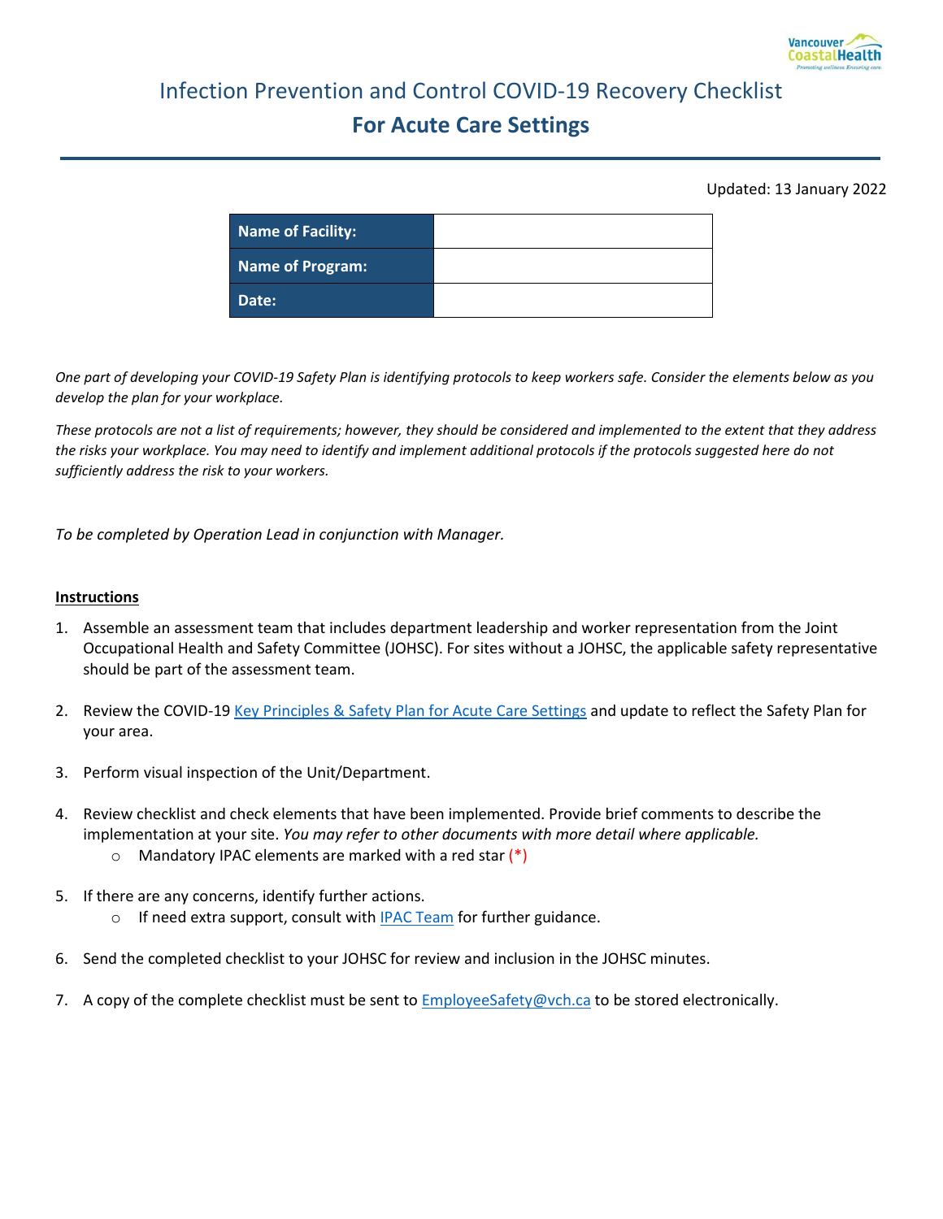# Infection Prevention and Control COVID-19 Recovery Checklist

## For Acute Care Settings

Updated: 13 January 2022

| Name of Facility: | |
|---|---|
| Name of Program: | |
| Date: | |

*One part of developing your COVID-19 Safety Plan is identifying protocols to keep workers safe. Consider the elements below as you develop the plan for your workplace.*

*These protocols are not a list of requirements; however, they should be considered and implemented to the extent that they address the risks your workplace. You may need to identify and implement additional protocols if the protocols suggested here do not sufficiently address the risk to your workers.*

*To be completed by Operation Lead in conjunction with Manager.*

**Instructions**

1. Assemble an assessment team that includes department leadership and worker representation from the Joint Occupational Health and Safety Committee (JOHSC). For sites without a JOHSC, the applicable safety representative should be part of the assessment team.
2. Review the COVID-19 Key Principles & Safety Plan for Acute Care Settings and update to reflect the Safety Plan for your area.
3. Perform visual inspection of the Unit/Department.
4. Review checklist and check elements that have been implemented. Provide brief comments to describe the implementation at your site. *You may refer to other documents with more detail where applicable.*
   - Mandatory IPAC elements are marked with a red star (*)
5. If there are any concerns, identify further actions.
   - If need extra support, consult with IPAC Team for further guidance.
6. Send the completed checklist to your JOHSC for review and inclusion in the JOHSC minutes.
7. A copy of the complete checklist must be sent to EmployeeSafety@vch.ca to be stored electronically.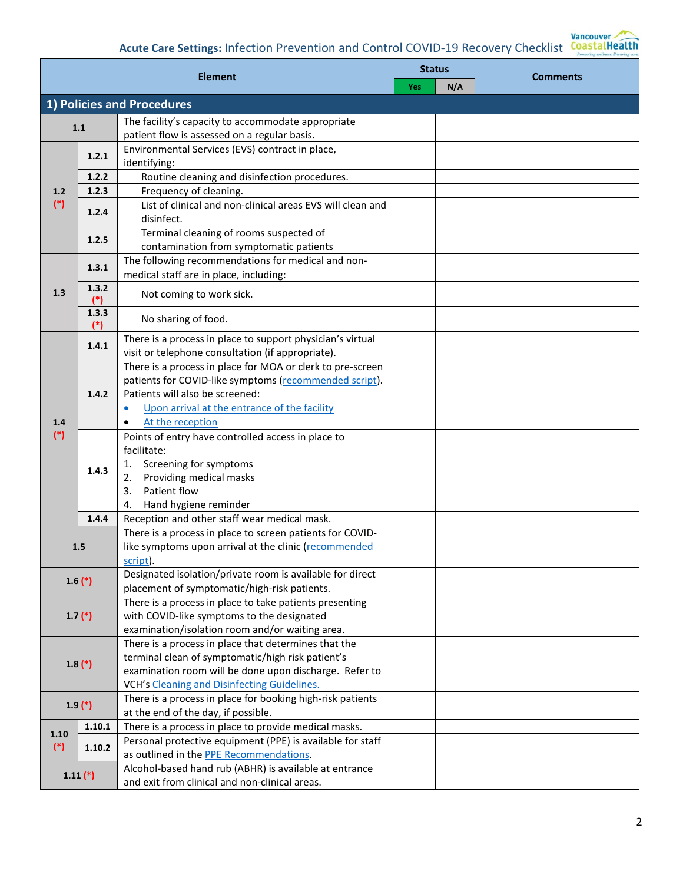## Acute Care Settings: Infection Prevention and Control COVID-19 Recovery Checklist

| Element | | | Status: Yes | Status: N/A | Comments |
|---|---|---|---|---|---|
| **1) Policies and Procedures** | | | | | |
| **1.1** | | The facility's capacity to accommodate appropriate patient flow is assessed on a regular basis. | | | |
| **1.2 (*)** | **1.2.1** | Environmental Services (EVS) contract in place, identifying: | | | |
| | **1.2.2** | Routine cleaning and disinfection procedures. | | | |
| | **1.2.3** | Frequency of cleaning. | | | |
| | **1.2.4** | List of clinical and non-clinical areas EVS will clean and disinfect. | | | |
| | **1.2.5** | Terminal cleaning of rooms suspected of contamination from symptomatic patients | | | |
| **1.3** | **1.3.1** | The following recommendations for medical and non-medical staff are in place, including: | | | |
| | **1.3.2 (*)** | Not coming to work sick. | | | |
| | **1.3.3 (*)** | No sharing of food. | | | |
| **1.4 (*)** | **1.4.1** | There is a process in place to support physician's virtual visit or telephone consultation (if appropriate). | | | |
| | **1.4.2** | There is a process in place for MOA or clerk to pre-screen patients for COVID-like symptoms (recommended script). Patients will also be screened: <br>• Upon arrival at the entrance of the facility <br>• At the reception | | | |
| | **1.4.3** | Points of entry have controlled access in place to facilitate: <br>1. Screening for symptoms <br>2. Providing medical masks <br>3. Patient flow <br>4. Hand hygiene reminder | | | |
| | **1.4.4** | Reception and other staff wear medical mask. | | | |
| **1.5** | | There is a process in place to screen patients for COVID-like symptoms upon arrival at the clinic (recommended script). | | | |
| **1.6 (*)** | | Designated isolation/private room is available for direct placement of symptomatic/high-risk patients. | | | |
| **1.7 (*)** | | There is a process in place to take patients presenting with COVID-like symptoms to the designated examination/isolation room and/or waiting area. | | | |
| **1.8 (*)** | | There is a process in place that determines that the terminal clean of symptomatic/high risk patient's examination room will be done upon discharge. Refer to VCH's Cleaning and Disinfecting Guidelines. | | | |
| **1.9 (*)** | | There is a process in place for booking high-risk patients at the end of the day, if possible. | | | |
| **1.10 (*)** | **1.10.1** | There is a process in place to provide medical masks. | | | |
| | **1.10.2** | Personal protective equipment (PPE) is available for staff as outlined in the PPE Recommendations. | | | |
| **1.11 (*)** | | Alcohol-based hand rub (ABHR) is available at entrance and exit from clinical and non-clinical areas. | | | |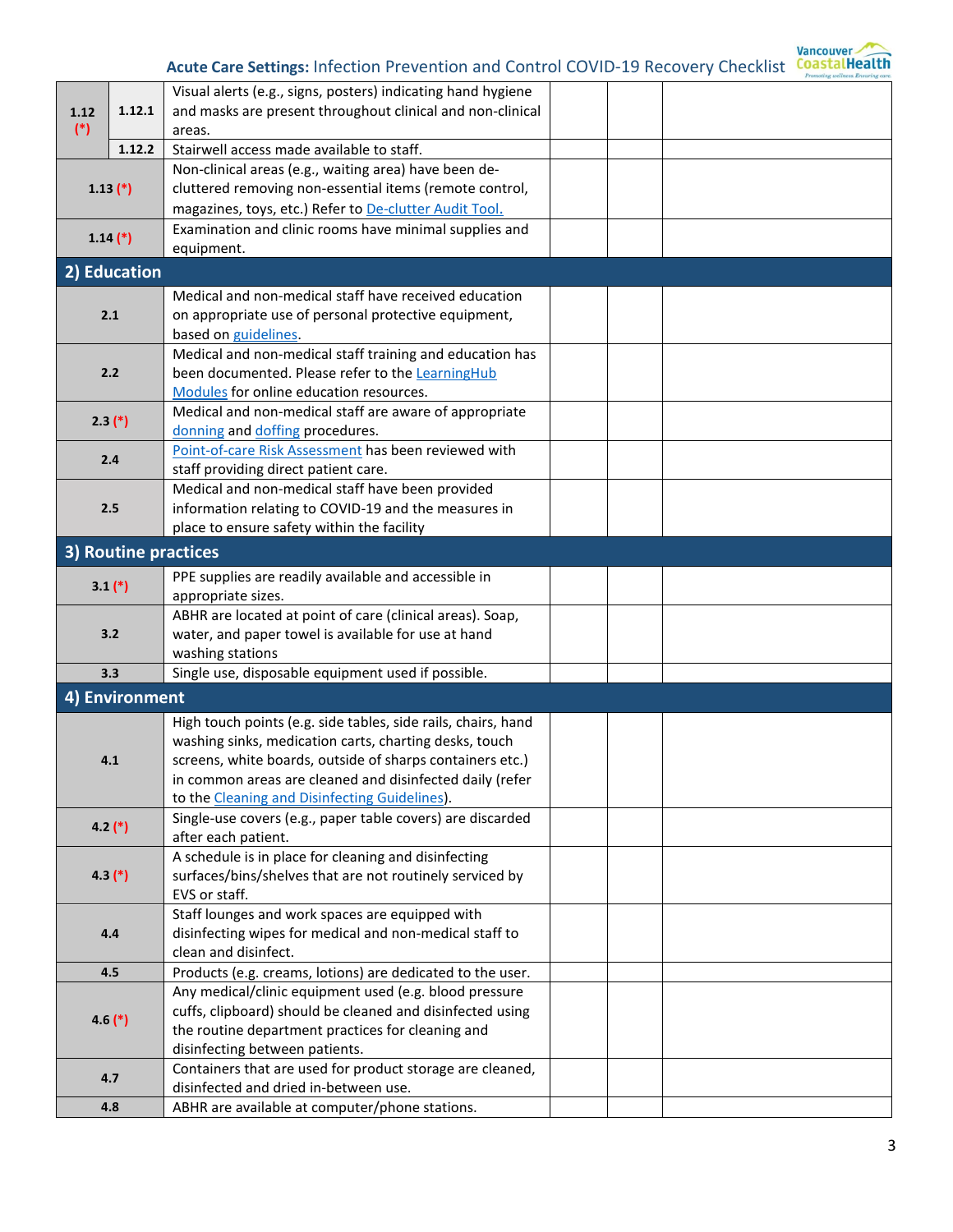| | | | | | |
|---|---|---|---|---|---|
| 1.12 (*) | 1.12.1 | Visual alerts (e.g., signs, posters) indicating hand hygiene and masks are present throughout clinical and non-clinical areas. | | | |
| | 1.12.2 | Stairwell access made available to staff. | | | |
| 1.13 (*) | | Non-clinical areas (e.g., waiting area) have been de-cluttered removing non-essential items (remote control, magazines, toys, etc.) Refer to De-clutter Audit Tool. | | | |
| 1.14 (*) | | Examination and clinic rooms have minimal supplies and equipment. | | | |
| **2) Education** | | | | | |
| 2.1 | | Medical and non-medical staff have received education on appropriate use of personal protective equipment, based on guidelines. | | | |
| 2.2 | | Medical and non-medical staff training and education has been documented. Please refer to the LearningHub Modules for online education resources. | | | |
| 2.3 (*) | | Medical and non-medical staff are aware of appropriate donning and doffing procedures. | | | |
| 2.4 | | Point-of-care Risk Assessment has been reviewed with staff providing direct patient care. | | | |
| 2.5 | | Medical and non-medical staff have been provided information relating to COVID-19 and the measures in place to ensure safety within the facility | | | |
| **3) Routine practices** | | | | | |
| 3.1 (*) | | PPE supplies are readily available and accessible in appropriate sizes. | | | |
| 3.2 | | ABHR are located at point of care (clinical areas). Soap, water, and paper towel is available for use at hand washing stations | | | |
| 3.3 | | Single use, disposable equipment used if possible. | | | |
| **4) Environment** | | | | | |
| 4.1 | | High touch points (e.g. side tables, side rails, chairs, hand washing sinks, medication carts, charting desks, touch screens, white boards, outside of sharps containers etc.) in common areas are cleaned and disinfected daily (refer to the Cleaning and Disinfecting Guidelines). | | | |
| 4.2 (*) | | Single-use covers (e.g., paper table covers) are discarded after each patient. | | | |
| 4.3 (*) | | A schedule is in place for cleaning and disinfecting surfaces/bins/shelves that are not routinely serviced by EVS or staff. | | | |
| 4.4 | | Staff lounges and work spaces are equipped with disinfecting wipes for medical and non-medical staff to clean and disinfect. | | | |
| 4.5 | | Products (e.g. creams, lotions) are dedicated to the user. | | | |
| 4.6 (*) | | Any medical/clinic equipment used (e.g. blood pressure cuffs, clipboard) should be cleaned and disinfected using the routine department practices for cleaning and disinfecting between patients. | | | |
| 4.7 | | Containers that are used for product storage are cleaned, disinfected and dried in-between use. | | | |
| 4.8 | | ABHR are available at computer/phone stations. | | | |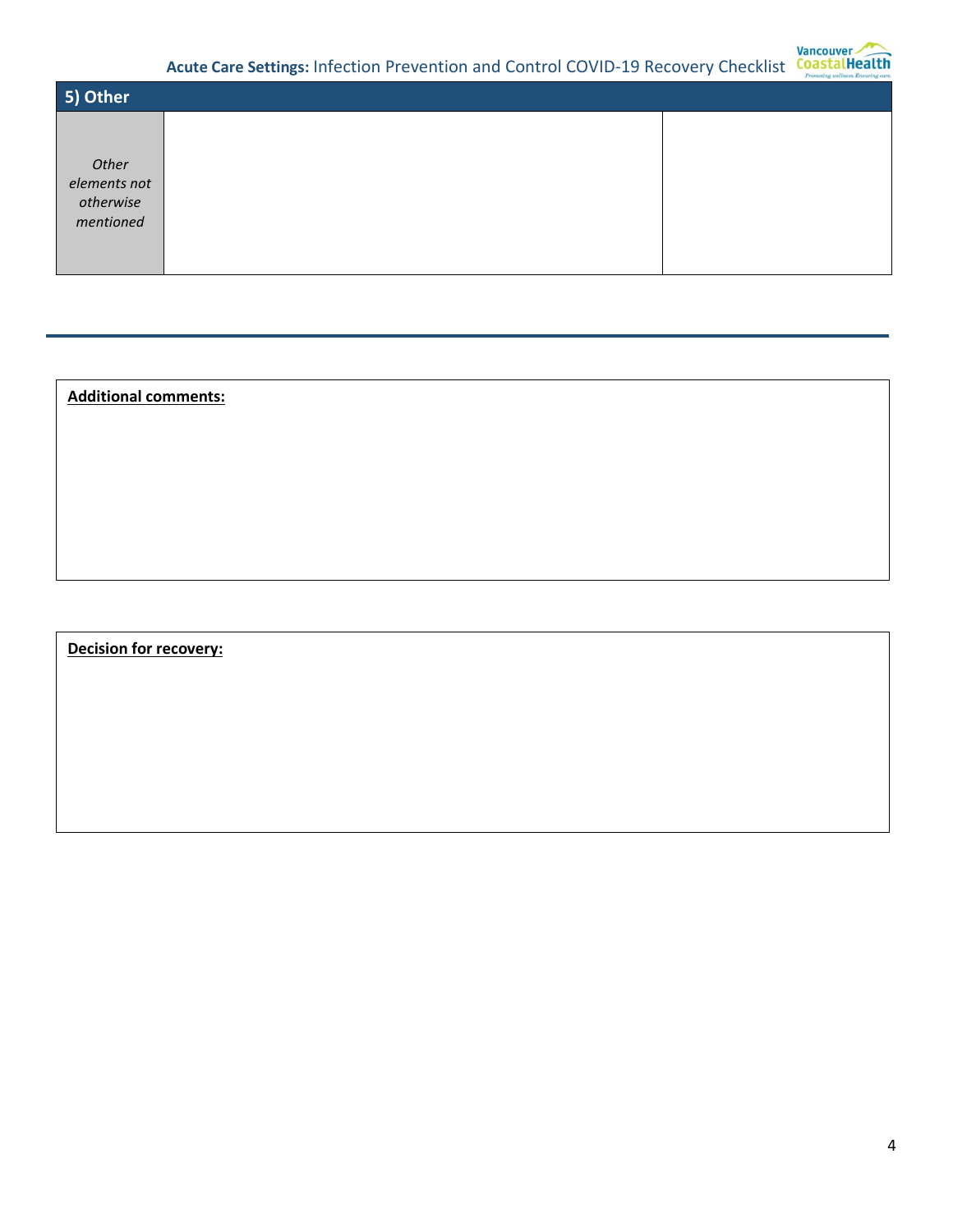## 5) Other

| | | |
|---|---|---|
| *Other elements not otherwise mentioned* | | |

---

**Additional comments:**

**Decision for recovery:**